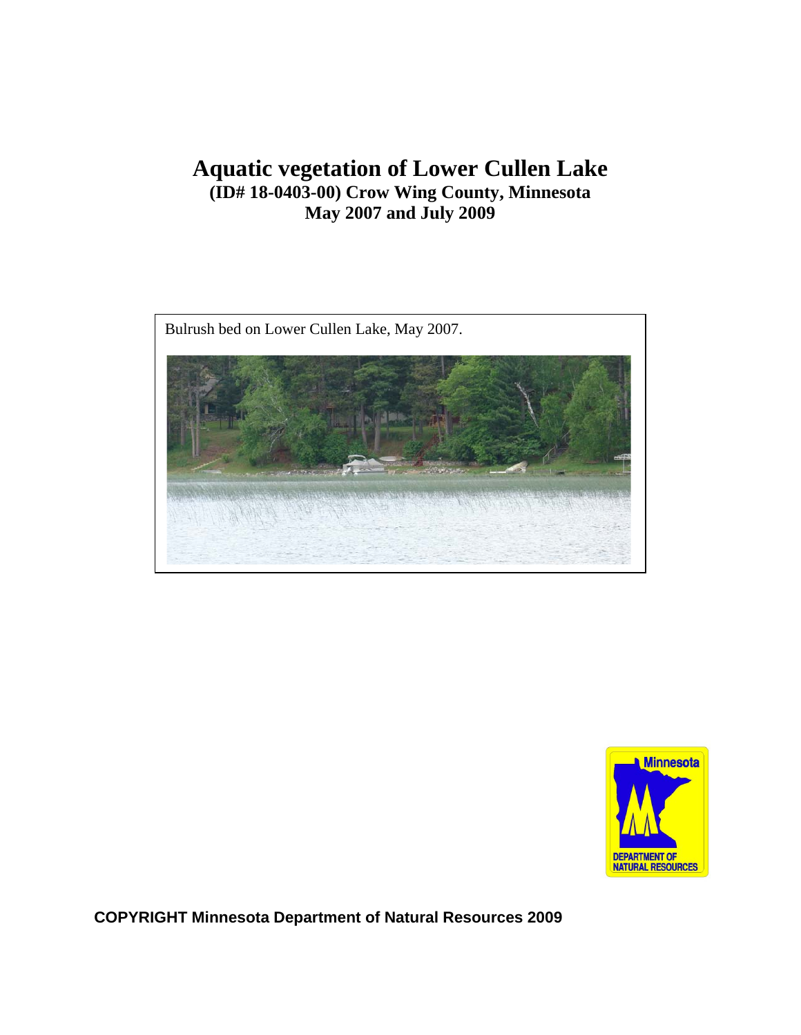# Aquatic vegetation of Lower Cullen Lake

**(ID# 18-0403-00) Crow Wing County, Minnesota**

**May 2007 and July 2009**

Bulrush bed on Lower Cullen Lake, May 2007.

**COPYRIGHT Minnesota Department of Natural Resources 2009**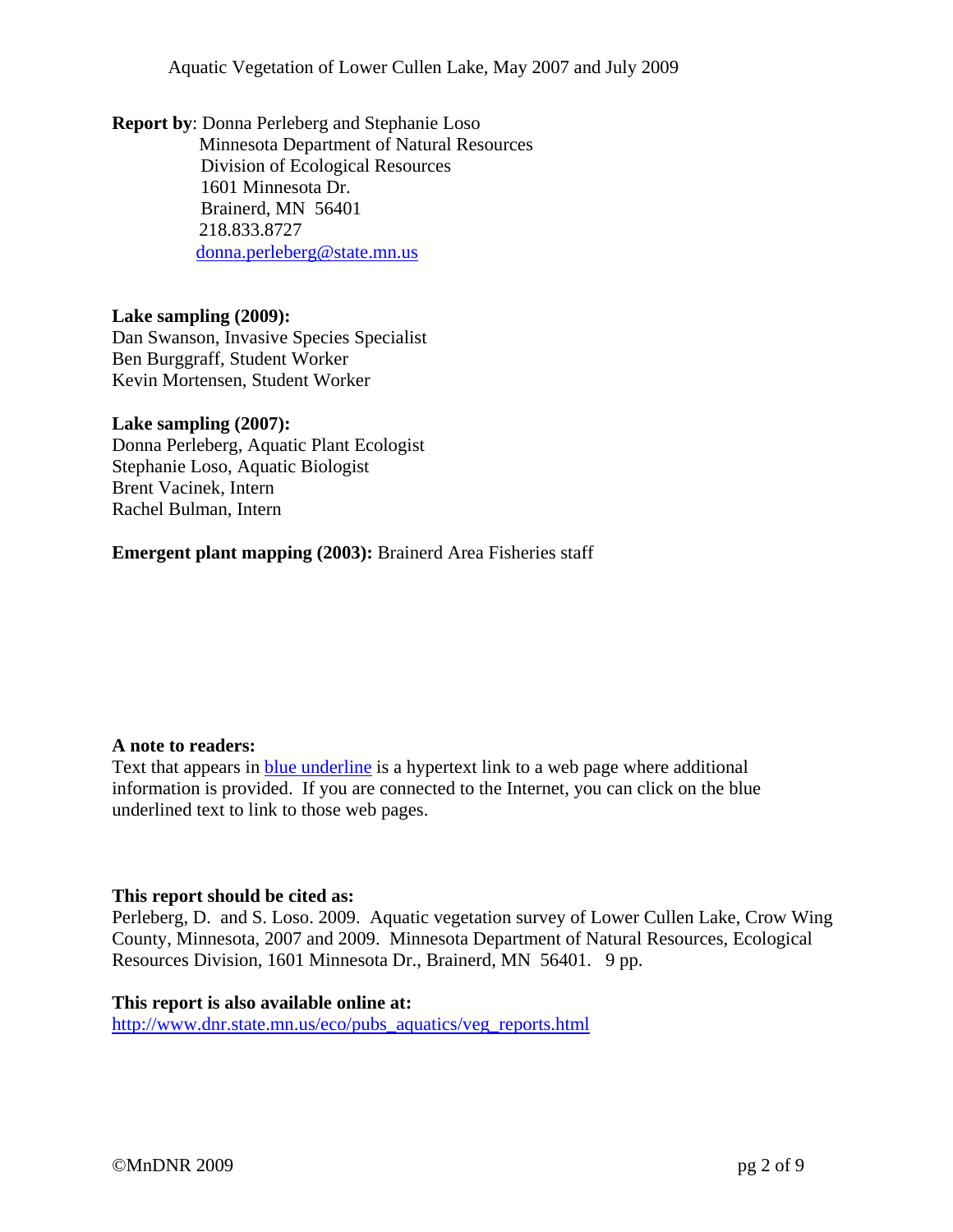Aquatic Vegetation of Lower Cullen Lake, May 2007 and July 2009

**Report by**: Donna Perleberg and Stephanie Loso
Minnesota Department of Natural Resources
Division of Ecological Resources
1601 Minnesota Dr.
Brainerd, MN 56401
218.833.8727
donna.perleberg@state.mn.us

**Lake sampling (2009):**
Dan Swanson, Invasive Species Specialist
Ben Burggraff, Student Worker
Kevin Mortensen, Student Worker

**Lake sampling (2007):**
Donna Perleberg, Aquatic Plant Ecologist
Stephanie Loso, Aquatic Biologist
Brent Vacinek, Intern
Rachel Bulman, Intern

**Emergent plant mapping (2003):** Brainerd Area Fisheries staff

**A note to readers:**
Text that appears in blue underline is a hypertext link to a web page where additional information is provided. If you are connected to the Internet, you can click on the blue underlined text to link to those web pages.

**This report should be cited as:**
Perleberg, D. and S. Loso. 2009. Aquatic vegetation survey of Lower Cullen Lake, Crow Wing County, Minnesota, 2007 and 2009. Minnesota Department of Natural Resources, Ecological Resources Division, 1601 Minnesota Dr., Brainerd, MN 56401. 9 pp.

**This report is also available online at:**
http://www.dnr.state.mn.us/eco/pubs_aquatics/veg_reports.html

©MnDNR 2009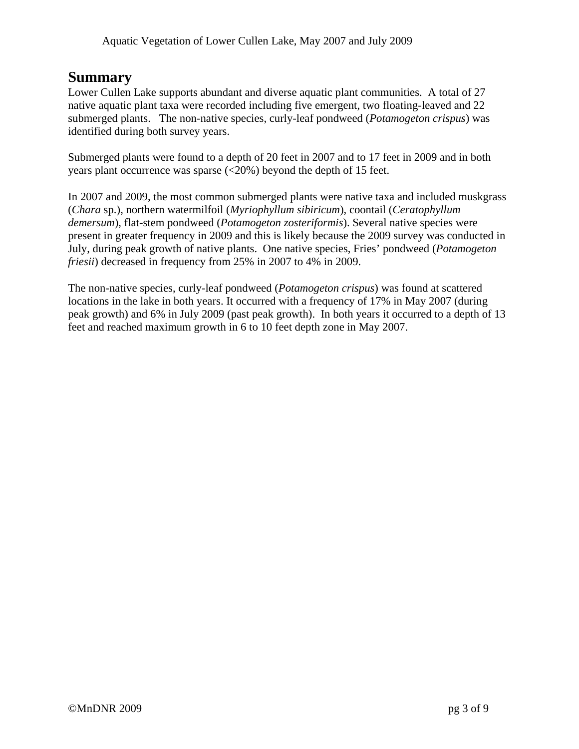## Summary

Lower Cullen Lake supports abundant and diverse aquatic plant communities. A total of 27 native aquatic plant taxa were recorded including five emergent, two floating-leaved and 22 submerged plants. The non-native species, curly-leaf pondweed (*Potamogeton crispus*) was identified during both survey years.

Submerged plants were found to a depth of 20 feet in 2007 and to 17 feet in 2009 and in both years plant occurrence was sparse (<20%) beyond the depth of 15 feet.

In 2007 and 2009, the most common submerged plants were native taxa and included muskgrass (*Chara* sp.), northern watermilfoil (*Myriophyllum sibiricum*), coontail (*Ceratophyllum demersum*), flat-stem pondweed (*Potamogeton zosteriformis*). Several native species were present in greater frequency in 2009 and this is likely because the 2009 survey was conducted in July, during peak growth of native plants. One native species, Fries' pondweed (*Potamogeton friesii*) decreased in frequency from 25% in 2007 to 4% in 2009.

The non-native species, curly-leaf pondweed (*Potamogeton crispus*) was found at scattered locations in the lake in both years. It occurred with a frequency of 17% in May 2007 (during peak growth) and 6% in July 2009 (past peak growth). In both years it occurred to a depth of 13 feet and reached maximum growth in 6 to 10 feet depth zone in May 2007.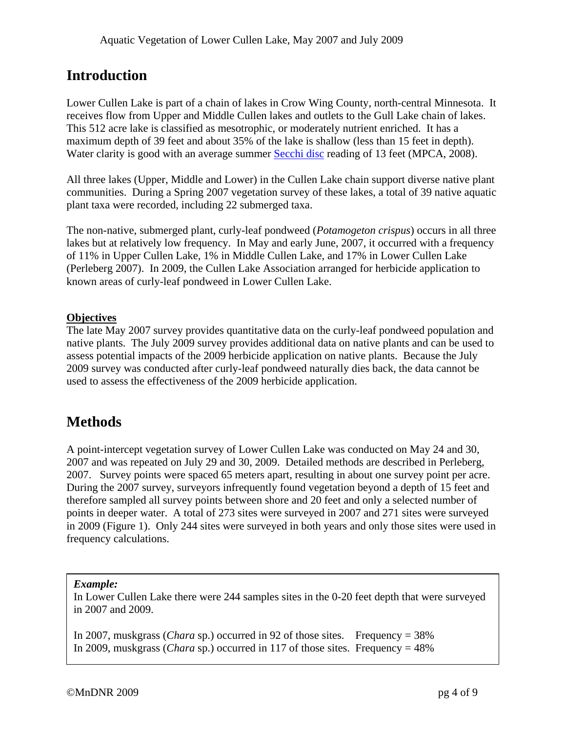## Introduction

Lower Cullen Lake is part of a chain of lakes in Crow Wing County, north-central Minnesota. It receives flow from Upper and Middle Cullen lakes and outlets to the Gull Lake chain of lakes. This 512 acre lake is classified as mesotrophic, or moderately nutrient enriched. It has a maximum depth of 39 feet and about 35% of the lake is shallow (less than 15 feet in depth). Water clarity is good with an average summer Secchi disc reading of 13 feet (MPCA, 2008).

All three lakes (Upper, Middle and Lower) in the Cullen Lake chain support diverse native plant communities. During a Spring 2007 vegetation survey of these lakes, a total of 39 native aquatic plant taxa were recorded, including 22 submerged taxa.

The non-native, submerged plant, curly-leaf pondweed (*Potamogeton crispus*) occurs in all three lakes but at relatively low frequency. In May and early June, 2007, it occurred with a frequency of 11% in Upper Cullen Lake, 1% in Middle Cullen Lake, and 17% in Lower Cullen Lake (Perleberg 2007). In 2009, the Cullen Lake Association arranged for herbicide application to known areas of curly-leaf pondweed in Lower Cullen Lake.

**Objectives**

The late May 2007 survey provides quantitative data on the curly-leaf pondweed population and native plants. The July 2009 survey provides additional data on native plants and can be used to assess potential impacts of the 2009 herbicide application on native plants. Because the July 2009 survey was conducted after curly-leaf pondweed naturally dies back, the data cannot be used to assess the effectiveness of the 2009 herbicide application.

## Methods

A point-intercept vegetation survey of Lower Cullen Lake was conducted on May 24 and 30, 2007 and was repeated on July 29 and 30, 2009. Detailed methods are described in Perleberg, 2007. Survey points were spaced 65 meters apart, resulting in about one survey point per acre. During the 2007 survey, surveyors infrequently found vegetation beyond a depth of 15 feet and therefore sampled all survey points between shore and 20 feet and only a selected number of points in deeper water. A total of 273 sites were surveyed in 2007 and 271 sites were surveyed in 2009 (Figure 1). Only 244 sites were surveyed in both years and only those sites were used in frequency calculations.

***Example:***

In Lower Cullen Lake there were 244 samples sites in the 0-20 feet depth that were surveyed in 2007 and 2009.

In 2007, muskgrass (*Chara* sp.) occurred in 92 of those sites. Frequency = 38%
In 2009, muskgrass (*Chara* sp.) occurred in 117 of those sites. Frequency = 48%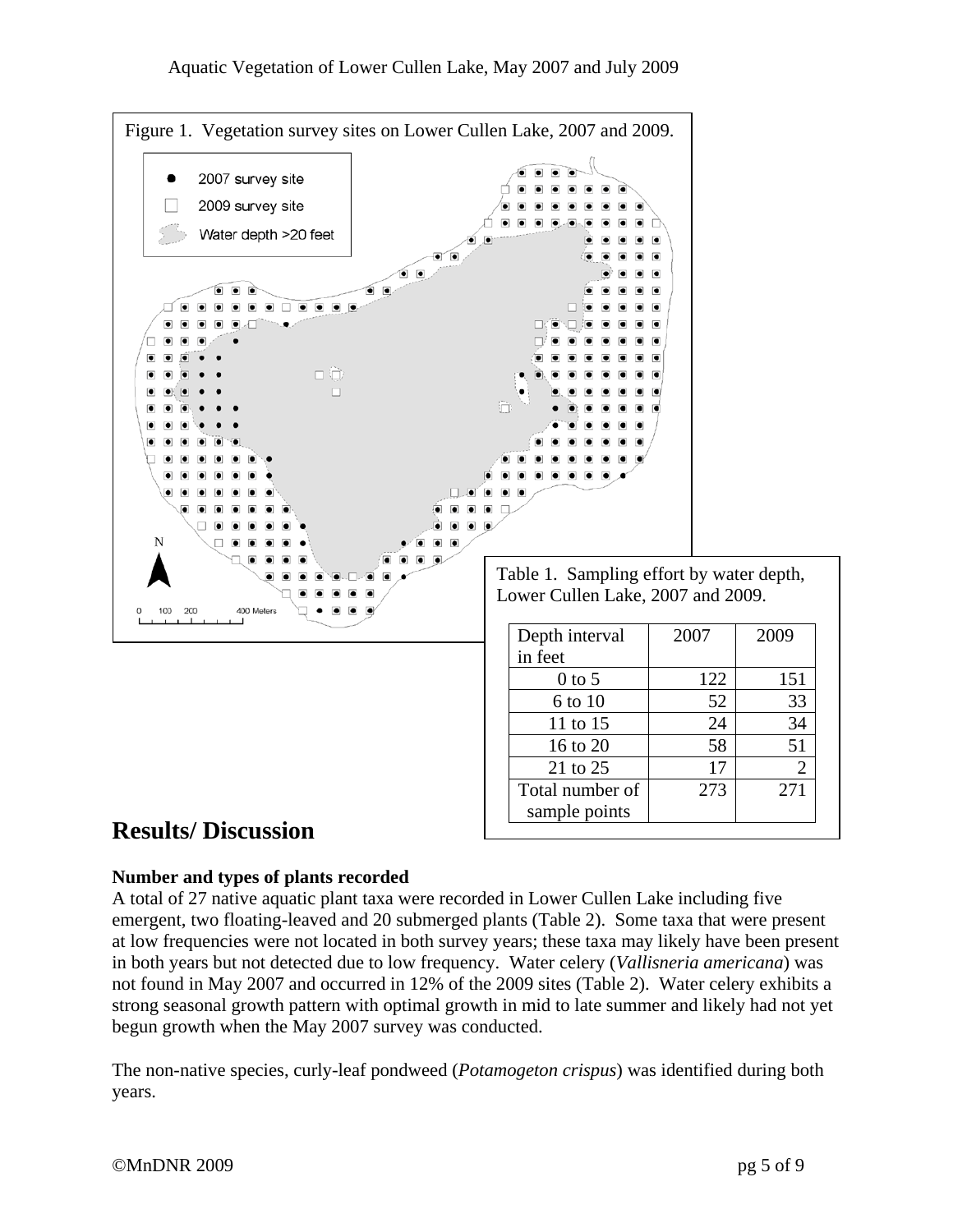Figure 1. Vegetation survey sites on Lower Cullen Lake, 2007 and 2009.

Table 1. Sampling effort by water depth, Lower Cullen Lake, 2007 and 2009.

| Depth interval in feet | 2007 | 2009 |
|---|---|---|
| 0 to 5 | 122 | 151 |
| 6 to 10 | 52 | 33 |
| 11 to 15 | 24 | 34 |
| 16 to 20 | 58 | 51 |
| 21 to 25 | 17 | 2 |
| Total number of sample points | 273 | 271 |

# Results/ Discussion

### Number and types of plants recorded

A total of 27 native aquatic plant taxa were recorded in Lower Cullen Lake including five emergent, two floating-leaved and 20 submerged plants (Table 2). Some taxa that were present at low frequencies were not located in both survey years; these taxa may likely have been present in both years but not detected due to low frequency. Water celery (*Vallisneria americana*) was not found in May 2007 and occurred in 12% of the 2009 sites (Table 2). Water celery exhibits a strong seasonal growth pattern with optimal growth in mid to late summer and likely had not yet begun growth when the May 2007 survey was conducted.

The non-native species, curly-leaf pondweed (*Potamogeton crispus*) was identified during both years.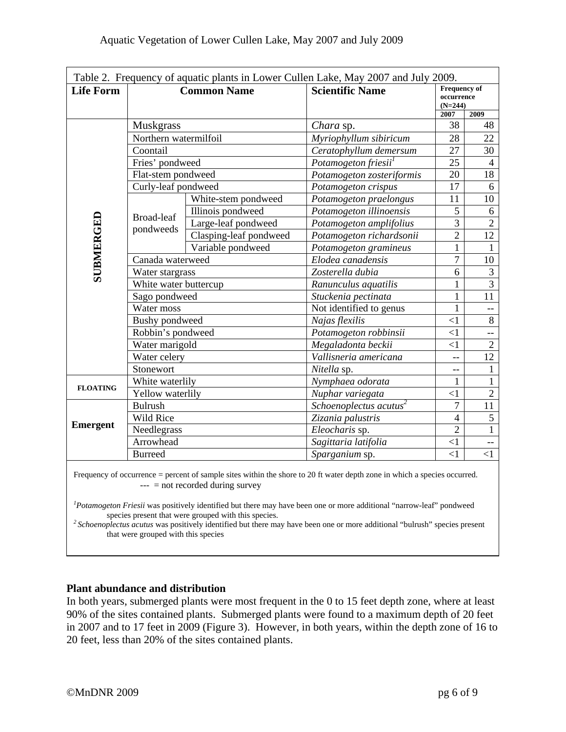Table 2. Frequency of aquatic plants in Lower Cullen Lake, May 2007 and July 2009.

| Life Form | Common Name | | Scientific Name | Frequency of occurrence (N=244) | |
|---|---|---|---|---|---|
| | | | | 2007 | 2009 |
| SUBMERGED | Muskgrass | | *Chara* sp. | 38 | 48 |
| | Northern watermilfoil | | *Myriophyllum sibiricum* | 28 | 22 |
| | Coontail | | *Ceratophyllum demersum* | 27 | 30 |
| | Fries' pondweed | | *Potamogeton friesii*[1] | 25 | 4 |
| | Flat-stem pondweed | | *Potamogeton zosteriformis* | 20 | 18 |
| | Curly-leaf pondweed | | *Potamogeton crispus* | 17 | 6 |
| | Broad-leaf pondweeds | White-stem pondweed | *Potamogeton praelongus* | 11 | 10 |
| | | Illinois pondweed | *Potamogeton illinoensis* | 5 | 6 |
| | | Large-leaf pondweed | *Potamogeton amplifolius* | 3 | 2 |
| | | Clasping-leaf pondweed | *Potamogeton richardsonii* | 2 | 12 |
| | | Variable pondweed | *Potamogeton gramineus* | 1 | 1 |
| | Canada waterweed | | *Elodea canadensis* | 7 | 10 |
| | Water stargrass | | *Zosterella dubia* | 6 | 3 |
| | White water buttercup | | *Ranunculus aquatilis* | 1 | 3 |
| | Sago pondweed | | *Stuckenia pectinata* | 1 | 11 |
| | Water moss | | Not identified to genus | 1 | -- |
| | Bushy pondweed | | *Najas flexilis* | <1 | 8 |
| | Robbin's pondweed | | *Potamogeton robbinsii* | <1 | -- |
| | Water marigold | | *Megaladonta beckii* | <1 | 2 |
| | Water celery | | *Vallisneria americana* | -- | 12 |
| | Stonewort | | *Nitella* sp. | -- | 1 |
| FLOATING | White waterlily | | *Nymphaea odorata* | 1 | 1 |
| | Yellow waterlily | | *Nuphar variegata* | <1 | 2 |
| Emergent | Bulrush | | *Schoenoplectus acutus*[2] | 7 | 11 |
| | Wild Rice | | *Zizania palustris* | 4 | 5 |
| | Needlegrass | | *Eleocharis* sp. | 2 | 1 |
| | Arrowhead | | *Sagittaria latifolia* | <1 | -- |
| | Burreed | | *Sparganium* sp. | <1 | <1 |

Frequency of occurrence = percent of sample sites within the shore to 20 ft water depth zone in which a species occurred.
--- = not recorded during survey

[1]*Potamogeton Friesii* was positively identified but there may have been one or more additional "narrow-leaf" pondweed species present that were grouped with this species.
[2]*Schoenoplectus acutus* was positively identified but there may have been one or more additional "bulrush" species present that were grouped with this species

**Plant abundance and distribution**

In both years, submerged plants were most frequent in the 0 to 15 feet depth zone, where at least 90% of the sites contained plants. Submerged plants were found to a maximum depth of 20 feet in 2007 and to 17 feet in 2009 (Figure 3). However, in both years, within the depth zone of 16 to 20 feet, less than 20% of the sites contained plants.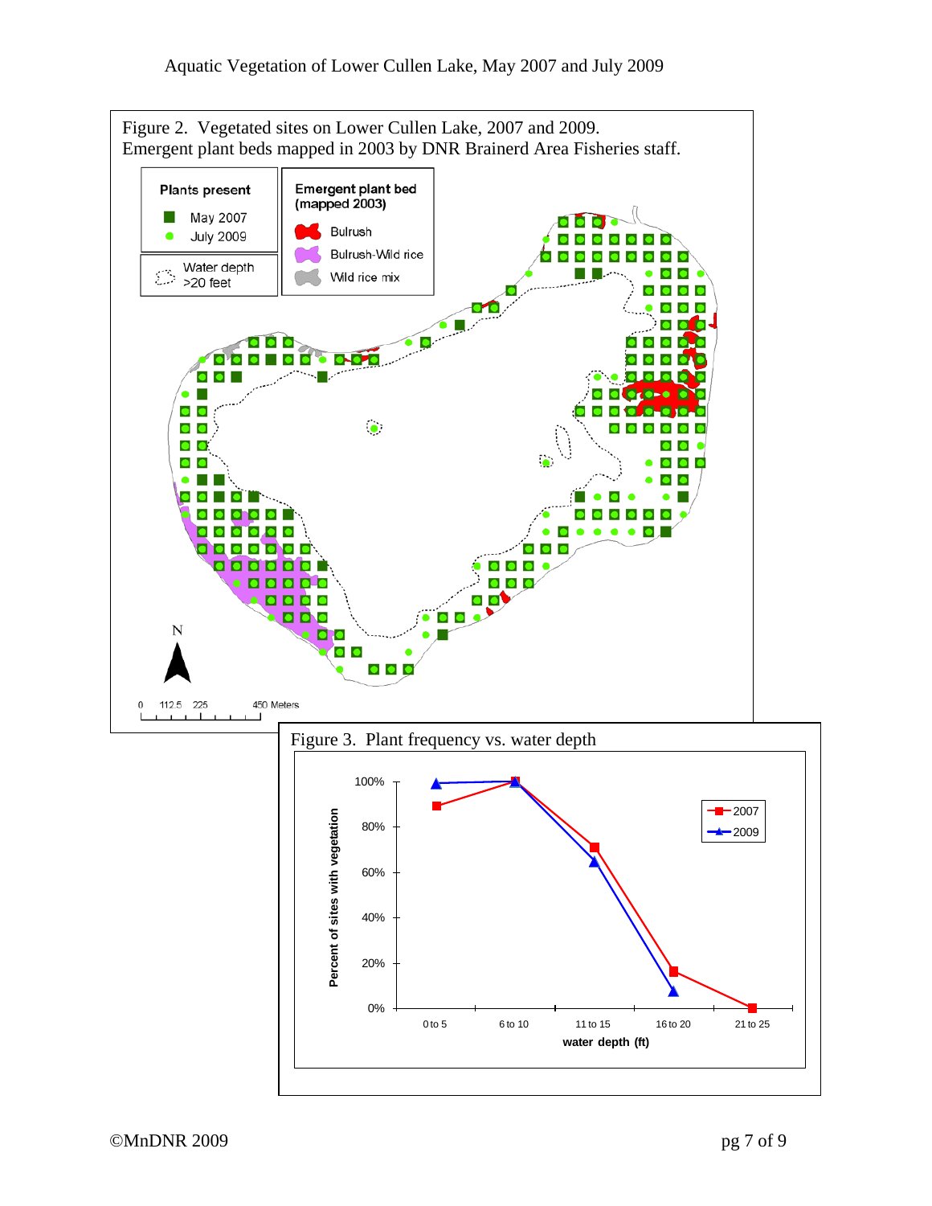Figure 2. Vegetated sites on Lower Cullen Lake, 2007 and 2009.
Emergent plant beds mapped in 2003 by DNR Brainerd Area Fisheries staff.

Figure 3. Plant frequency vs. water depth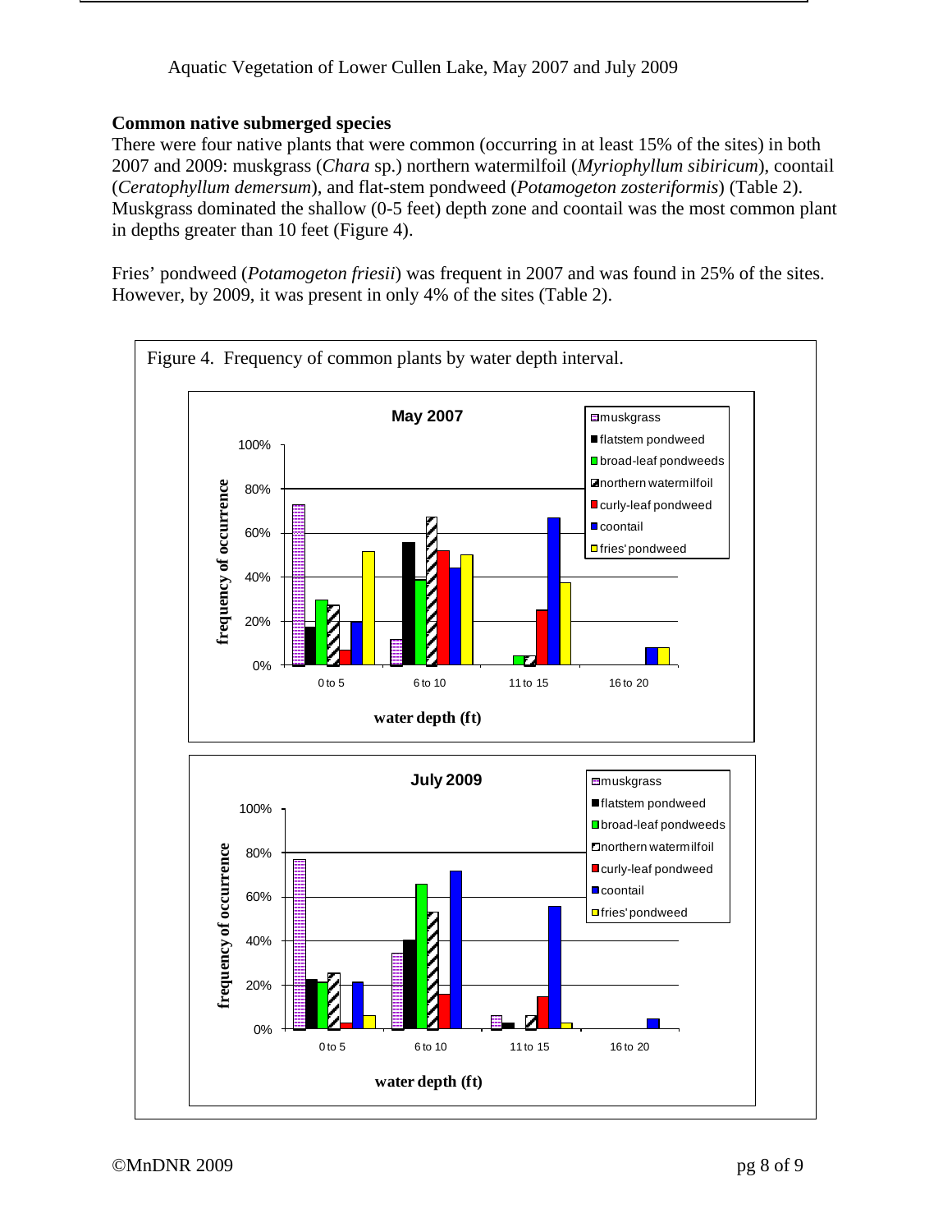## Common native submerged species

There were four native plants that were common (occurring in at least 15% of the sites) in both 2007 and 2009: muskgrass (*Chara* sp.) northern watermilfoil (*Myriophyllum sibiricum*), coontail (*Ceratophyllum demersum*), and flat-stem pondweed (*Potamogeton zosteriformis*) (Table 2). Muskgrass dominated the shallow (0-5 feet) depth zone and coontail was the most common plant in depths greater than 10 feet (Figure 4).

Fries' pondweed (*Potamogeton friesii*) was frequent in 2007 and was found in 25% of the sites. However, by 2009, it was present in only 4% of the sites (Table 2).

Figure 4. Frequency of common plants by water depth interval.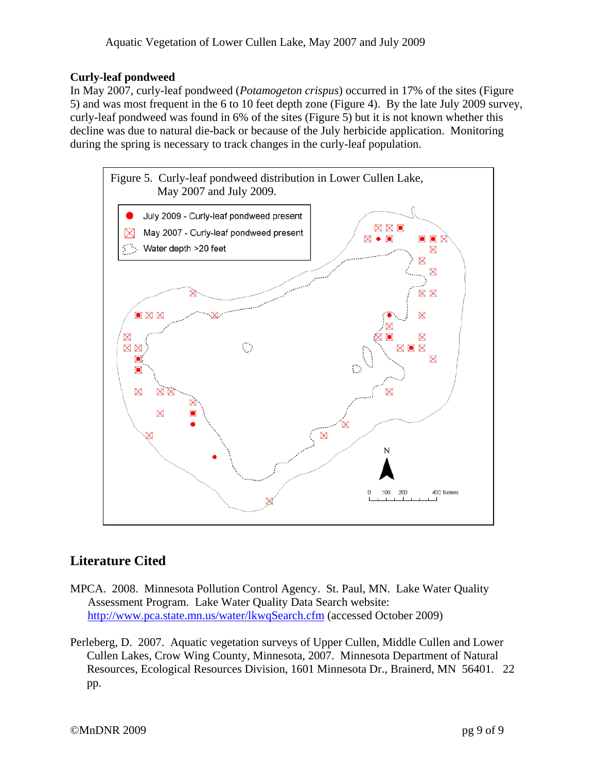### Curly-leaf pondweed

In May 2007, curly-leaf pondweed (*Potamogeton crispus*) occurred in 17% of the sites (Figure 5) and was most frequent in the 6 to 10 feet depth zone (Figure 4). By the late July 2009 survey, curly-leaf pondweed was found in 6% of the sites (Figure 5) but it is not known whether this decline was due to natural die-back or because of the July herbicide application. Monitoring during the spring is necessary to track changes in the curly-leaf population.

Figure 5. Curly-leaf pondweed distribution in Lower Cullen Lake, May 2007 and July 2009.

July 2009 - Curly-leaf pondweed present

May 2007 - Curly-leaf pondweed present

Water depth >20 feet

N

0 100 200 400 Meters

## Literature Cited

MPCA. 2008. Minnesota Pollution Control Agency. St. Paul, MN. Lake Water Quality Assessment Program. Lake Water Quality Data Search website: http://www.pca.state.mn.us/water/lkwqSearch.cfm (accessed October 2009)

Perleberg, D. 2007. Aquatic vegetation surveys of Upper Cullen, Middle Cullen and Lower Cullen Lakes, Crow Wing County, Minnesota, 2007. Minnesota Department of Natural Resources, Ecological Resources Division, 1601 Minnesota Dr., Brainerd, MN 56401. 22 pp.

©MnDNR 2009